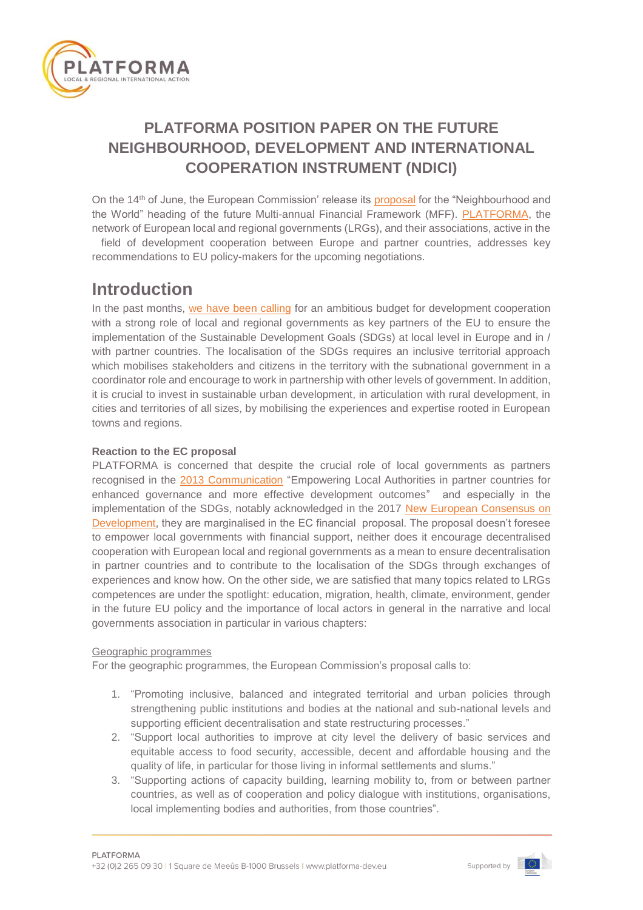# PLATFORMA POSITION PAPER ON THE FUTURE NEIGHBOURHOOD, DEVELOPMENT AND INTERNATIONAL COOPERATION INSTRUMENT (NDICI)

On the 14th of June, the European Commission' release its proposal for the "Neighbourhood and the World" heading of the future Multi-annual Financial Framework (MFF). PLATFORMA, the network of European local and regional governments (LRGs), and their associations, active in the field of development cooperation between Europe and partner countries, addresses key recommendations to EU policy-makers for the upcoming negotiations.

## Introduction

In the past months, we have been calling for an ambitious budget for development cooperation with a strong role of local and regional governments as key partners of the EU to ensure the implementation of the Sustainable Development Goals (SDGs) at local level in Europe and in / with partner countries. The localisation of the SDGs requires an inclusive territorial approach which mobilises stakeholders and citizens in the territory with the subnational government in a coordinator role and encourage to work in partnership with other levels of government. In addition, it is crucial to invest in sustainable urban development, in articulation with rural development, in cities and territories of all sizes, by mobilising the experiences and expertise rooted in European towns and regions.

**Reaction to the EC proposal**

PLATFORMA is concerned that despite the crucial role of local governments as partners recognised in the 2013 Communication "Empowering Local Authorities in partner countries for enhanced governance and more effective development outcomes" and especially in the implementation of the SDGs, notably acknowledged in the 2017 New European Consensus on Development, they are marginalised in the EC financial proposal. The proposal doesn't foresee to empower local governments with financial support, neither does it encourage decentralised cooperation with European local and regional governments as a mean to ensure decentralisation in partner countries and to contribute to the localisation of the SDGs through exchanges of experiences and know how. On the other side, we are satisfied that many topics related to LRGs competences are under the spotlight: education, migration, health, climate, environment, gender in the future EU policy and the importance of local actors in general in the narrative and local governments association in particular in various chapters:

Geographic programmes

For the geographic programmes, the European Commission's proposal calls to:

1. "Promoting inclusive, balanced and integrated territorial and urban policies through strengthening public institutions and bodies at the national and sub-national levels and supporting efficient decentralisation and state restructuring processes."
2. "Support local authorities to improve at city level the delivery of basic services and equitable access to food security, accessible, decent and affordable housing and the quality of life, in particular for those living in informal settlements and slums."
3. "Supporting actions of capacity building, learning mobility to, from or between partner countries, as well as of cooperation and policy dialogue with institutions, organisations, local implementing bodies and authorities, from those countries".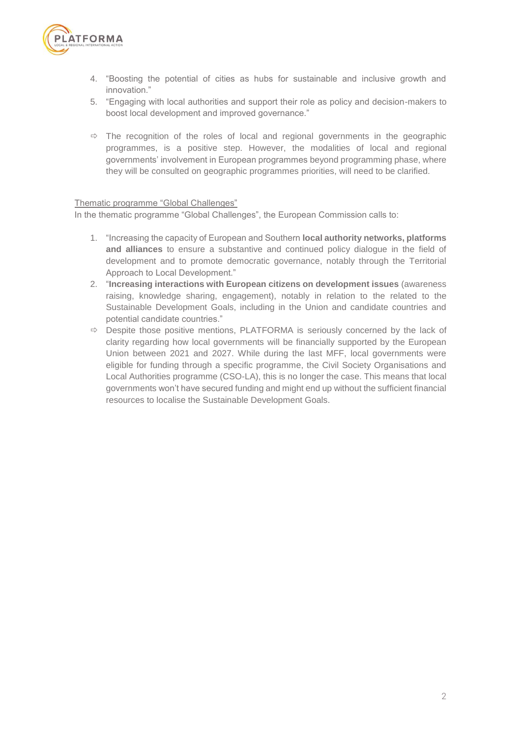4. "Boosting the potential of cities as hubs for sustainable and inclusive growth and innovation."
5. "Engaging with local authorities and support their role as policy and decision-makers to boost local development and improved governance."

⇨ The recognition of the roles of local and regional governments in the geographic programmes, is a positive step. However, the modalities of local and regional governments' involvement in European programmes beyond programming phase, where they will be consulted on geographic programmes priorities, will need to be clarified.

Thematic programme "Global Challenges"

In the thematic programme "Global Challenges", the European Commission calls to:

1. "Increasing the capacity of European and Southern **local authority networks, platforms and alliances** to ensure a substantive and continued policy dialogue in the field of development and to promote democratic governance, notably through the Territorial Approach to Local Development."
2. "**Increasing interactions with European citizens on development issues** (awareness raising, knowledge sharing, engagement), notably in relation to the related to the Sustainable Development Goals, including in the Union and candidate countries and potential candidate countries."

⇨ Despite those positive mentions, PLATFORMA is seriously concerned by the lack of clarity regarding how local governments will be financially supported by the European Union between 2021 and 2027. While during the last MFF, local governments were eligible for funding through a specific programme, the Civil Society Organisations and Local Authorities programme (CSO-LA), this is no longer the case. This means that local governments won't have secured funding and might end up without the sufficient financial resources to localise the Sustainable Development Goals.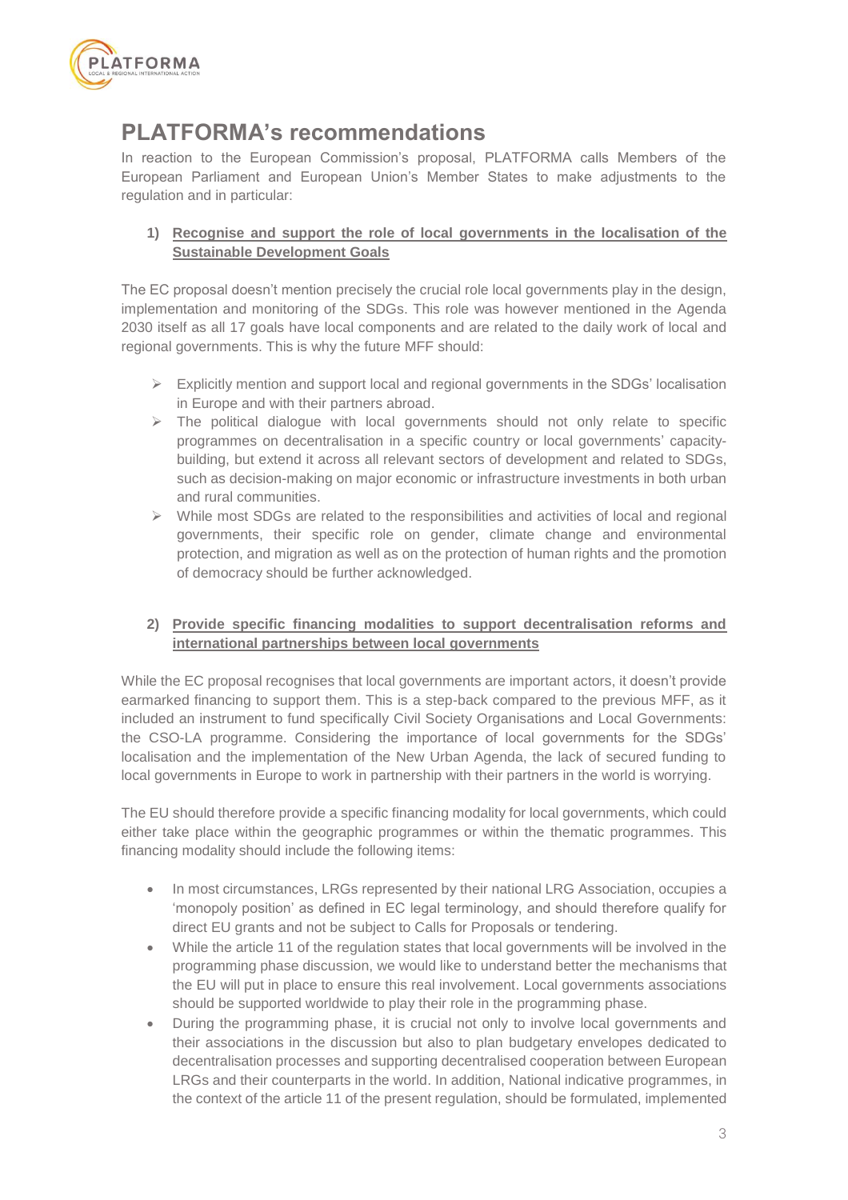# PLATFORMA's recommendations

In reaction to the European Commission's proposal, PLATFORMA calls Members of the European Parliament and European Union's Member States to make adjustments to the regulation and in particular:

1) **Recognise and support the role of local governments in the localisation of the Sustainable Development Goals**

The EC proposal doesn't mention precisely the crucial role local governments play in the design, implementation and monitoring of the SDGs. This role was however mentioned in the Agenda 2030 itself as all 17 goals have local components and are related to the daily work of local and regional governments. This is why the future MFF should:

- Explicitly mention and support local and regional governments in the SDGs' localisation in Europe and with their partners abroad.
- The political dialogue with local governments should not only relate to specific programmes on decentralisation in a specific country or local governments' capacity-building, but extend it across all relevant sectors of development and related to SDGs, such as decision-making on major economic or infrastructure investments in both urban and rural communities.
- While most SDGs are related to the responsibilities and activities of local and regional governments, their specific role on gender, climate change and environmental protection, and migration as well as on the protection of human rights and the promotion of democracy should be further acknowledged.

2) **Provide specific financing modalities to support decentralisation reforms and international partnerships between local governments**

While the EC proposal recognises that local governments are important actors, it doesn't provide earmarked financing to support them. This is a step-back compared to the previous MFF, as it included an instrument to fund specifically Civil Society Organisations and Local Governments: the CSO-LA programme. Considering the importance of local governments for the SDGs' localisation and the implementation of the New Urban Agenda, the lack of secured funding to local governments in Europe to work in partnership with their partners in the world is worrying.

The EU should therefore provide a specific financing modality for local governments, which could either take place within the geographic programmes or within the thematic programmes. This financing modality should include the following items:

- In most circumstances, LRGs represented by their national LRG Association, occupies a 'monopoly position' as defined in EC legal terminology, and should therefore qualify for direct EU grants and not be subject to Calls for Proposals or tendering.
- While the article 11 of the regulation states that local governments will be involved in the programming phase discussion, we would like to understand better the mechanisms that the EU will put in place to ensure this real involvement. Local governments associations should be supported worldwide to play their role in the programming phase.
- During the programming phase, it is crucial not only to involve local governments and their associations in the discussion but also to plan budgetary envelopes dedicated to decentralisation processes and supporting decentralised cooperation between European LRGs and their counterparts in the world. In addition, National indicative programmes, in the context of the article 11 of the present regulation, should be formulated, implemented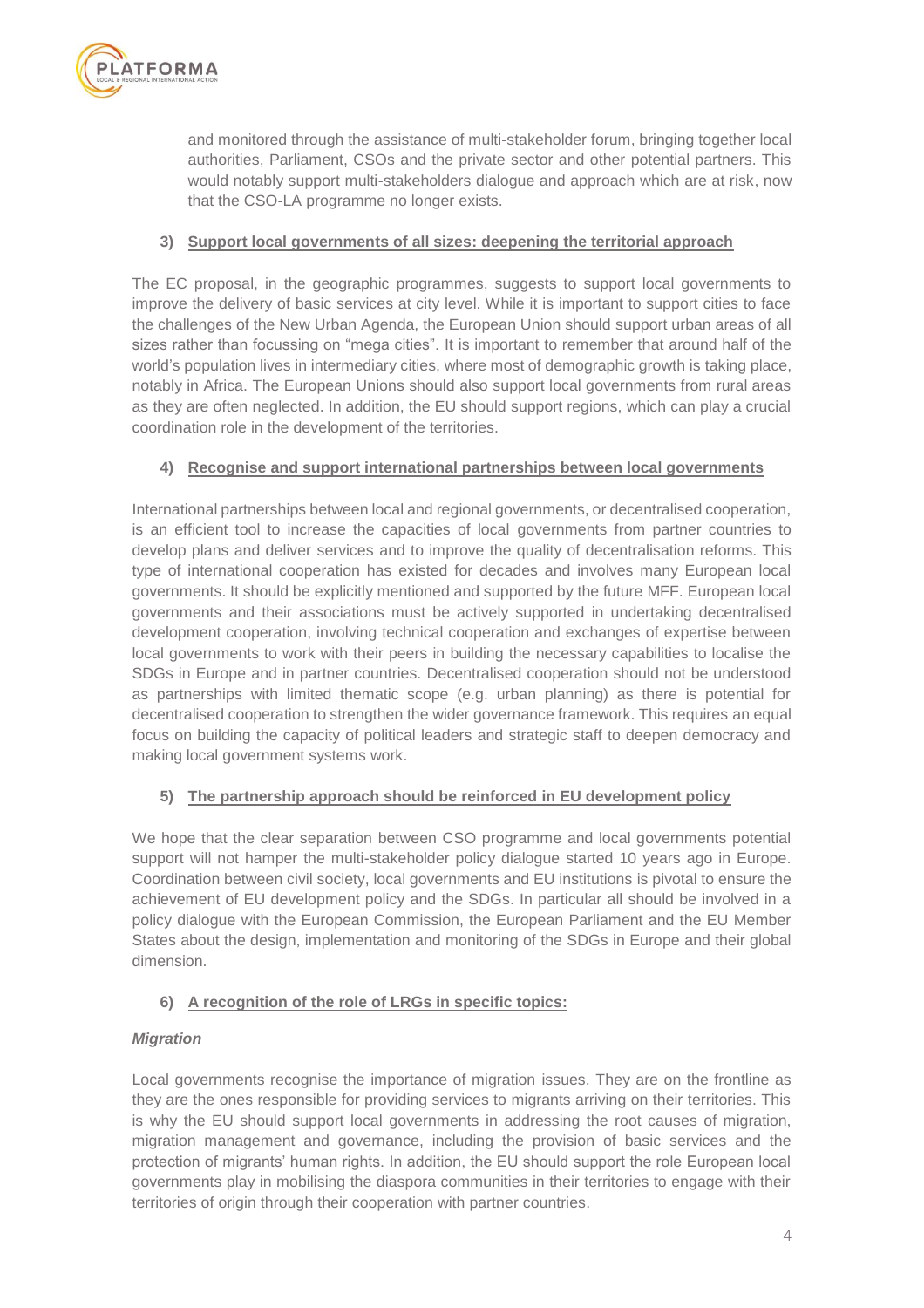and monitored through the assistance of multi-stakeholder forum, bringing together local authorities, Parliament, CSOs and the private sector and other potential partners. This would notably support multi-stakeholders dialogue and approach which are at risk, now that the CSO-LA programme no longer exists.

### 3) Support local governments of all sizes: deepening the territorial approach

The EC proposal, in the geographic programmes, suggests to support local governments to improve the delivery of basic services at city level. While it is important to support cities to face the challenges of the New Urban Agenda, the European Union should support urban areas of all sizes rather than focussing on "mega cities". It is important to remember that around half of the world's population lives in intermediary cities, where most of demographic growth is taking place, notably in Africa. The European Unions should also support local governments from rural areas as they are often neglected. In addition, the EU should support regions, which can play a crucial coordination role in the development of the territories.

### 4) Recognise and support international partnerships between local governments

International partnerships between local and regional governments, or decentralised cooperation, is an efficient tool to increase the capacities of local governments from partner countries to develop plans and deliver services and to improve the quality of decentralisation reforms. This type of international cooperation has existed for decades and involves many European local governments. It should be explicitly mentioned and supported by the future MFF. European local governments and their associations must be actively supported in undertaking decentralised development cooperation, involving technical cooperation and exchanges of expertise between local governments to work with their peers in building the necessary capabilities to localise the SDGs in Europe and in partner countries. Decentralised cooperation should not be understood as partnerships with limited thematic scope (e.g. urban planning) as there is potential for decentralised cooperation to strengthen the wider governance framework. This requires an equal focus on building the capacity of political leaders and strategic staff to deepen democracy and making local government systems work.

### 5) The partnership approach should be reinforced in EU development policy

We hope that the clear separation between CSO programme and local governments potential support will not hamper the multi-stakeholder policy dialogue started 10 years ago in Europe. Coordination between civil society, local governments and EU institutions is pivotal to ensure the achievement of EU development policy and the SDGs. In particular all should be involved in a policy dialogue with the European Commission, the European Parliament and the EU Member States about the design, implementation and monitoring of the SDGs in Europe and their global dimension.

### 6) A recognition of the role of LRGs in specific topics:

***Migration***

Local governments recognise the importance of migration issues. They are on the frontline as they are the ones responsible for providing services to migrants arriving on their territories. This is why the EU should support local governments in addressing the root causes of migration, migration management and governance, including the provision of basic services and the protection of migrants' human rights. In addition, the EU should support the role European local governments play in mobilising the diaspora communities in their territories to engage with their territories of origin through their cooperation with partner countries.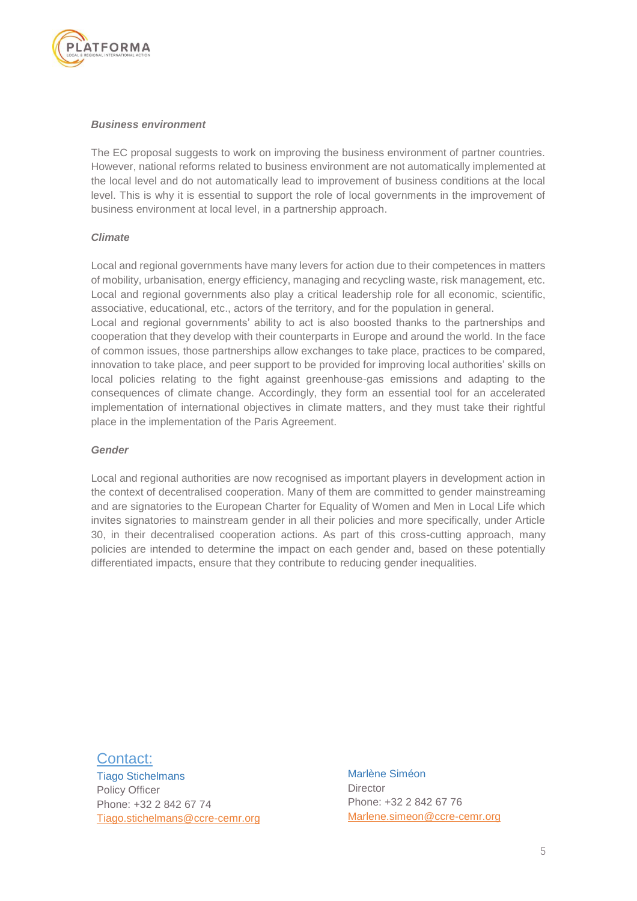***Business environment***

The EC proposal suggests to work on improving the business environment of partner countries. However, national reforms related to business environment are not automatically implemented at the local level and do not automatically lead to improvement of business conditions at the local level. This is why it is essential to support the role of local governments in the improvement of business environment at local level, in a partnership approach.

***Climate***

Local and regional governments have many levers for action due to their competences in matters of mobility, urbanisation, energy efficiency, managing and recycling waste, risk management, etc. Local and regional governments also play a critical leadership role for all economic, scientific, associative, educational, etc., actors of the territory, and for the population in general.
Local and regional governments' ability to act is also boosted thanks to the partnerships and cooperation that they develop with their counterparts in Europe and around the world. In the face of common issues, those partnerships allow exchanges to take place, practices to be compared, innovation to take place, and peer support to be provided for improving local authorities' skills on local policies relating to the fight against greenhouse-gas emissions and adapting to the consequences of climate change. Accordingly, they form an essential tool for an accelerated implementation of international objectives in climate matters, and they must take their rightful place in the implementation of the Paris Agreement.

***Gender***

Local and regional authorities are now recognised as important players in development action in the context of decentralised cooperation. Many of them are committed to gender mainstreaming and are signatories to the European Charter for Equality of Women and Men in Local Life which invites signatories to mainstream gender in all their policies and more specifically, under Article 30, in their decentralised cooperation actions. As part of this cross-cutting approach, many policies are intended to determine the impact on each gender and, based on these potentially differentiated impacts, ensure that they contribute to reducing gender inequalities.

Contact:

Tiago Stichelmans
Policy Officer
Phone: +32 2 842 67 74
Tiago.stichelmans@ccre-cemr.org

Marlène Siméon
Director
Phone: +32 2 842 67 76
Marlene.simeon@ccre-cemr.org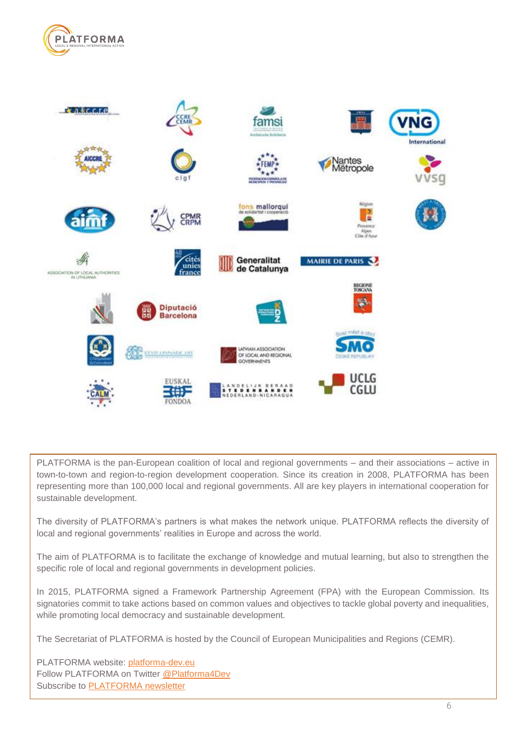PLATFORMA is the pan-European coalition of local and regional governments – and their associations – active in town-to-town and region-to-region development cooperation. Since its creation in 2008, PLATFORMA has been representing more than 100,000 local and regional governments. All are key players in international cooperation for sustainable development.

The diversity of PLATFORMA's partners is what makes the network unique. PLATFORMA reflects the diversity of local and regional governments' realities in Europe and across the world.

The aim of PLATFORMA is to facilitate the exchange of knowledge and mutual learning, but also to strengthen the specific role of local and regional governments in development policies.

In 2015, PLATFORMA signed a Framework Partnership Agreement (FPA) with the European Commission. Its signatories commit to take actions based on common values and objectives to tackle global poverty and inequalities, while promoting local democracy and sustainable development.

The Secretariat of PLATFORMA is hosted by the Council of European Municipalities and Regions (CEMR).

PLATFORMA website: platforma-dev.eu
Follow PLATFORMA on Twitter @Platforma4Dev
Subscribe to PLATFORMA newsletter